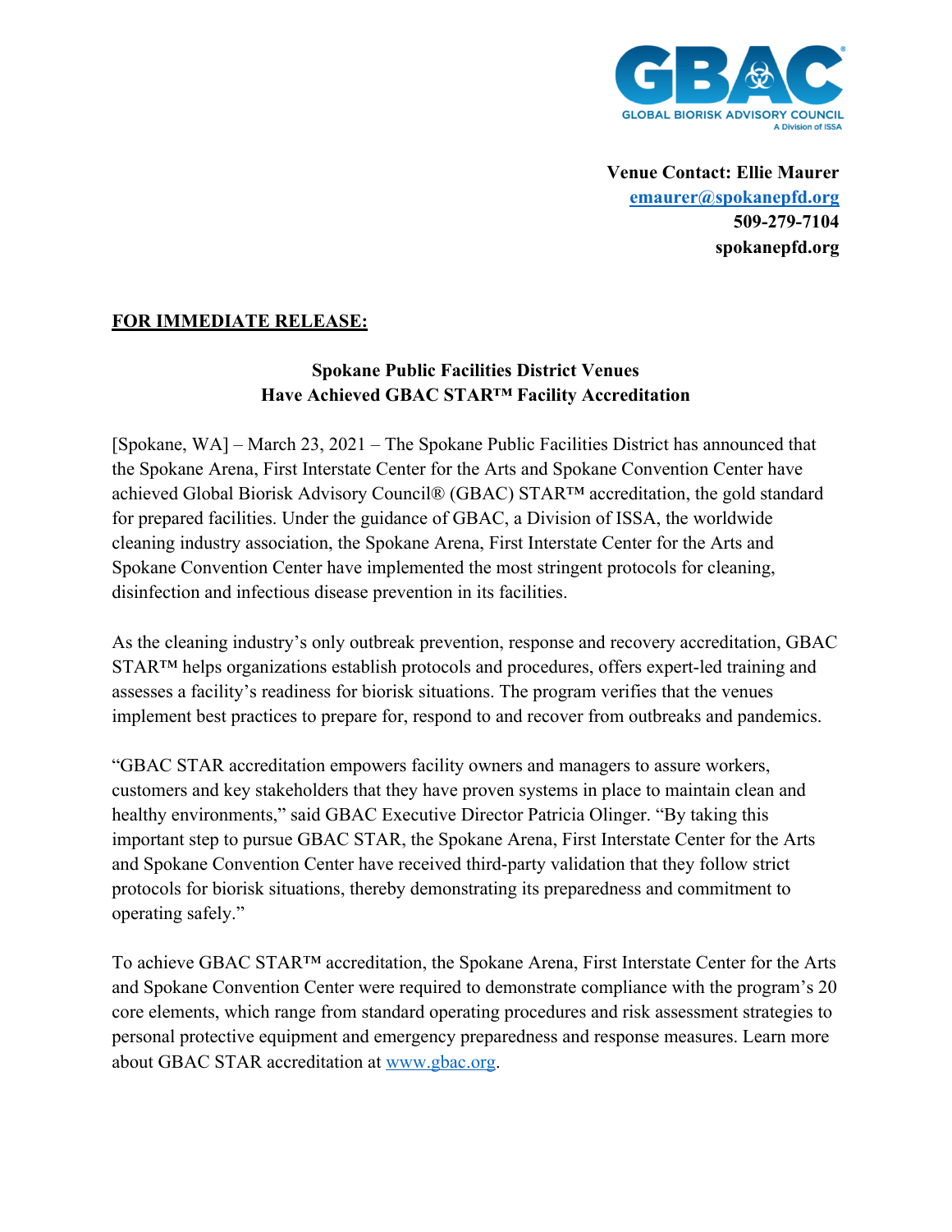GBAC
GLOBAL BIORISK ADVISORY COUNCIL
A Division of ISSA

**Venue Contact: Ellie Maurer**
**emaurer@spokanepfd.org**
**509-279-7104**
**spokanepfd.org**

**FOR IMMEDIATE RELEASE:**

**Spokane Public Facilities District Venues Have Achieved GBAC STAR™ Facility Accreditation**

[Spokane, WA] – March 23, 2021 – The Spokane Public Facilities District has announced that the Spokane Arena, First Interstate Center for the Arts and Spokane Convention Center have achieved Global Biorisk Advisory Council® (GBAC) STAR™ accreditation, the gold standard for prepared facilities. Under the guidance of GBAC, a Division of ISSA, the worldwide cleaning industry association, the Spokane Arena, First Interstate Center for the Arts and Spokane Convention Center have implemented the most stringent protocols for cleaning, disinfection and infectious disease prevention in its facilities.

As the cleaning industry's only outbreak prevention, response and recovery accreditation, GBAC STAR™ helps organizations establish protocols and procedures, offers expert-led training and assesses a facility's readiness for biorisk situations. The program verifies that the venues implement best practices to prepare for, respond to and recover from outbreaks and pandemics.

"GBAC STAR accreditation empowers facility owners and managers to assure workers, customers and key stakeholders that they have proven systems in place to maintain clean and healthy environments," said GBAC Executive Director Patricia Olinger. "By taking this important step to pursue GBAC STAR, the Spokane Arena, First Interstate Center for the Arts and Spokane Convention Center have received third-party validation that they follow strict protocols for biorisk situations, thereby demonstrating its preparedness and commitment to operating safely."

To achieve GBAC STAR™ accreditation, the Spokane Arena, First Interstate Center for the Arts and Spokane Convention Center were required to demonstrate compliance with the program's 20 core elements, which range from standard operating procedures and risk assessment strategies to personal protective equipment and emergency preparedness and response measures. Learn more about GBAC STAR accreditation at www.gbac.org.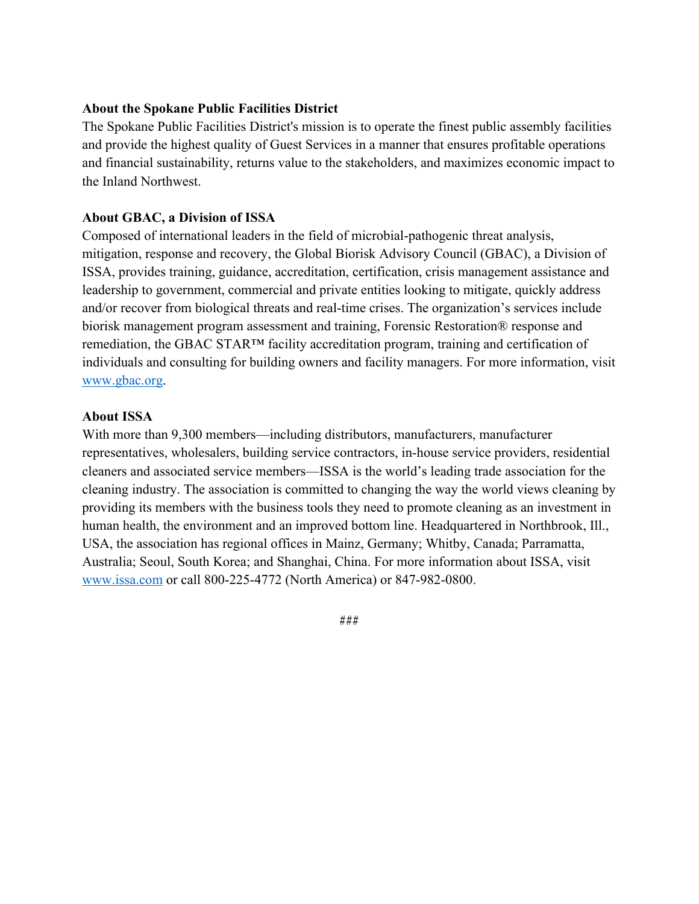**About the Spokane Public Facilities District**

The Spokane Public Facilities District's mission is to operate the finest public assembly facilities and provide the highest quality of Guest Services in a manner that ensures profitable operations and financial sustainability, returns value to the stakeholders, and maximizes economic impact to the Inland Northwest.

**About GBAC, a Division of ISSA**

Composed of international leaders in the field of microbial-pathogenic threat analysis, mitigation, response and recovery, the Global Biorisk Advisory Council (GBAC), a Division of ISSA, provides training, guidance, accreditation, certification, crisis management assistance and leadership to government, commercial and private entities looking to mitigate, quickly address and/or recover from biological threats and real-time crises. The organization's services include biorisk management program assessment and training, Forensic Restoration® response and remediation, the GBAC STAR™ facility accreditation program, training and certification of individuals and consulting for building owners and facility managers. For more information, visit [www.gbac.org](http://www.gbac.org).

**About ISSA**

With more than 9,300 members—including distributors, manufacturers, manufacturer representatives, wholesalers, building service contractors, in-house service providers, residential cleaners and associated service members—ISSA is the world's leading trade association for the cleaning industry. The association is committed to changing the way the world views cleaning by providing its members with the business tools they need to promote cleaning as an investment in human health, the environment and an improved bottom line. Headquartered in Northbrook, Ill., USA, the association has regional offices in Mainz, Germany; Whitby, Canada; Parramatta, Australia; Seoul, South Korea; and Shanghai, China. For more information about ISSA, visit [www.issa.com](http://www.issa.com) or call 800-225-4772 (North America) or 847-982-0800.

###